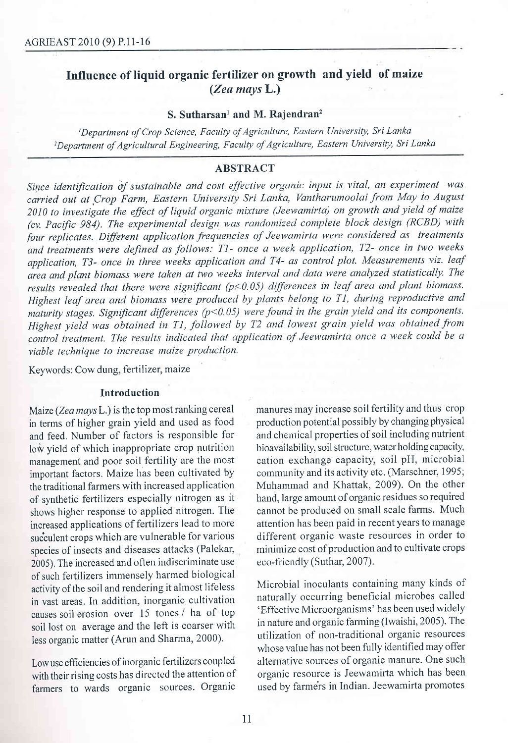# Influence of liquid organic fertilizer on growth and yield of maize (*Zea mays* L.)

**S. Sutharsan[1] and M. Rajendran[2]**

[1]*Department of Crop Science, Faculty of Agriculture, Eastern University, Sri Lanka*
[2]*Department of Agricultural Engineering, Faculty of Agriculture, Eastern University, Sri Lanka*

## ABSTRACT

*Since identification of sustainable and cost effective organic input is vital, an experiment was carried out at Crop Farm, Eastern University Sri Lanka, Vantharumoolai from May to August 2010 to investigate the effect of liquid organic mixture (Jeewamirta) on growth and yield of maize (cv. Pacific 984). The experimental design was randomized complete block design (RCBD) with four replicates. Different application frequencies of Jeewamirta were considered as treatments and treatments were defined as follows: T1- once a week application, T2- once in two weeks application, T3- once in three weeks application and T4- as control plot. Measurements viz. leaf area and plant biomass were taken at two weeks interval and data were analyzed statistically. The results revealed that there were significant ($p<0.05$) differences in leaf area and plant biomass. Highest leaf area and biomass were produced by plants belong to T1, during reproductive and maturity stages. Significant differences ($p<0.05$) were found in the grain yield and its components. Highest yield was obtained in T1, followed by T2 and lowest grain yield was obtained from control treatment. The results indicated that application of Jeewamirta once a week could be a viable technique to increase maize production.*

Keywords: Cow dung, fertilizer, maize

## Introduction

Maize (*Zea mays* L.) is the top most ranking cereal in terms of higher grain yield and used as food and feed. Number of factors is responsible for low yield of which inappropriate crop nutrition management and poor soil fertility are the most important factors. Maize has been cultivated by the traditional farmers with increased application of synthetic fertilizers especially nitrogen as it shows higher response to applied nitrogen. The increased applications of fertilizers lead to more suculent crops which are vulnerable for various species of insects and diseases attacks (Palekar, 2005). The increased and often indiscriminate use of such fertilizers immensely harmed biological activity of the soil and rendering it almost lifeless in vast areas. In addition, inorganic cultivation causes soil erosion over 15 tones / ha of top soil lost on average and the left is coarser with less organic matter (Arun and Sharma, 2000).

Low use efficiencies of inorganic fertilizers coupled with their rising costs has directed the attention of farmers to wards organic sources. Organic manures may increase soil fertility and thus crop production potential possibly by changing physical and chemical properties of soil including nutrient bioavailability, soil structure, water holding capacity, cation exchange capacity, soil pH, microbial community and its activity etc. (Marschner, 1995; Muhammad and Khattak, 2009). On the other hand, large amount of organic residues so required cannot be produced on small scale farms. Much attention has been paid in recent years to manage different organic waste resources in order to minimize cost of production and to cultivate crops eco-friendly (Suthar, 2007).

Microbial inoculants containing many kinds of naturally occurring beneficial microbes called 'Effective Microorganisms' has been used widely in nature and organic farming (Iwaishi, 2005). The utilization of non-traditional organic resources whose value has not been fully identified may offer alternative sources of organic manure. One such organic resource is Jeewamirta which has been used by farmers in Indian. Jeewamirta promotes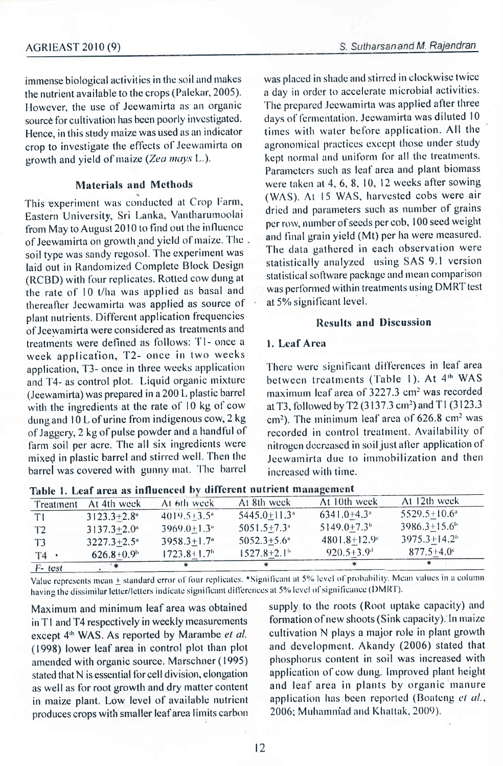immense biological activities in the soil and makes the nutrient available to the crops (Palekar, 2005). However, the use of Jeewamirta as an organic source for cultivation has been poorly investigated. Hence, in this study maize was used as an indicator crop to investigate the effects of Jeewamirta on growth and yield of maize (*Zea mays* L.).

## Materials and Methods

This experiment was conducted at Crop Farm, Eastern University, Sri Lanka, Vantharumoolai from May to August 2010 to find out the influence of Jeewamirta on growth and yield of maize. The soil type was sandy regosol. The experiment was laid out in Randomized Complete Block Design (RCBD) with four replicates. Rotted cow dung at the rate of 10 t/ha was applied as basal and thereafter Jeewamirta was applied as source of plant nutrients. Different application frequencies of Jeewamirta were considered as treatments and treatments were defined as follows: T1- once a week application, T2- once in two weeks application, T3- once in three weeks application and T4- as control plot. Liquid organic mixture (Jeewamirta) was prepared in a 200 L plastic barrel with the ingredients at the rate of 10 kg of cow dung and 10 L of urine from indigenous cow, 2 kg of Jaggery, 2 kg of pulse powder and a handful of farm soil per acre. The all six ingredients were mixed in plastic barrel and stirred well. Then the barrel was covered with gunny mat. The barrel was placed in shade and stirred in clockwise twice a day in order to accelerate microbial activities. The prepared Jeewamirta was applied after three days of fermentation. Jeewamirta was diluted 10 times with water before application. All the agronomical practices except those under study kept normal and uniform for all the treatments. Parameters such as leaf area and plant biomass were taken at 4, 6, 8, 10, 12 weeks after sowing (WAS). At 15 WAS, harvested cobs were air dried and parameters such as number of grains per row, number of seeds per cob, 100 seed weight and final grain yield (Mt) per ha were measured. The data gathered in each observation were statistically analyzed using SAS 9.1 version statistical software package and mean comparison was performed within treatments using DMRT test at 5% significant level.

## Results and Discussion

### 1. Leaf Area

There were significant differences in leaf area between treatments (Table 1). At 4[th] WAS maximum leaf area of 3227.3 $cm^2$ was recorded at T3, followed by T2 (3137.3 $cm^2$) and T1 (3123.3 $cm^2$). The minimum leaf area of 626.8 $cm^2$ was recorded in control treatment. Availability of nitrogen decreased in soil just after application of Jeewamirta due to immobilization and then increased with time.

**Table 1. Leaf area as influenced by different nutrient management**

| Treatment | At 4th week | At 6th week | At 8th week | At 10th week | At 12th week |
|---|---|---|---|---|---|
| T1 | $3123.3 \pm 2.8^{a}$ | $4019.5 \pm 3.5^{a}$ | $5445.0 \pm 11.3^{a}$ | $6341.0 \pm 4.3^{a}$ | $5529.5 \pm 10.6^{a}$ |
| T2 | $3137.3 \pm 2.0^{a}$ | $3969.0 \pm 1.3^{a}$ | $5051.5 \pm 7.3^{a}$ | $5149.0 \pm 7.3^{b}$ | $3986.3 \pm 15.6^{b}$ |
| T3 | $3227.3 \pm 2.5^{a}$ | $3958.3 \pm 1.7^{a}$ | $5052.3 \pm 5.6^{a}$ | $4801.8 \pm 12.9^{c}$ | $3975.3 \pm 14.2^{b}$ |
| T4 | $626.8 \pm 0.9^{b}$ | $1723.8 \pm 1.7^{b}$ | $1527.8 \pm 2.1^{b}$ | $920.5 \pm 3.9^{d}$ | $877.5 \pm 4.0^{c}$ |
| F- test | * | * | * | * | * |

Value represents mean ± standard error of four replicates. *Significant at 5% level of probability. Mean values in a column having the dissimilar letter/letters indicate significant differences at 5% level of significance (DMRT).

Maximum and minimum leaf area was obtained in T1 and T4 respectively in weekly measurements except 4[th] WAS. As reported by Marambe *et al.* (1998) lower leaf area in control plot than plot amended with organic source. Marschner (1995) stated that N is essential for cell division, elongation as well as for root growth and dry matter content in maize plant. Low level of available nutrient produces crops with smaller leaf area limits carbon supply to the roots (Root uptake capacity) and formation of new shoots (Sink capacity). In maize cultivation N plays a major role in plant growth and development. Akandy (2006) stated that phosphorus content in soil was increased with application of cow dung. Improved plant height and leaf area in plants by organic manure application has been reported (Boateng *et al.*, 2006; Muhammad and Khattak, 2009).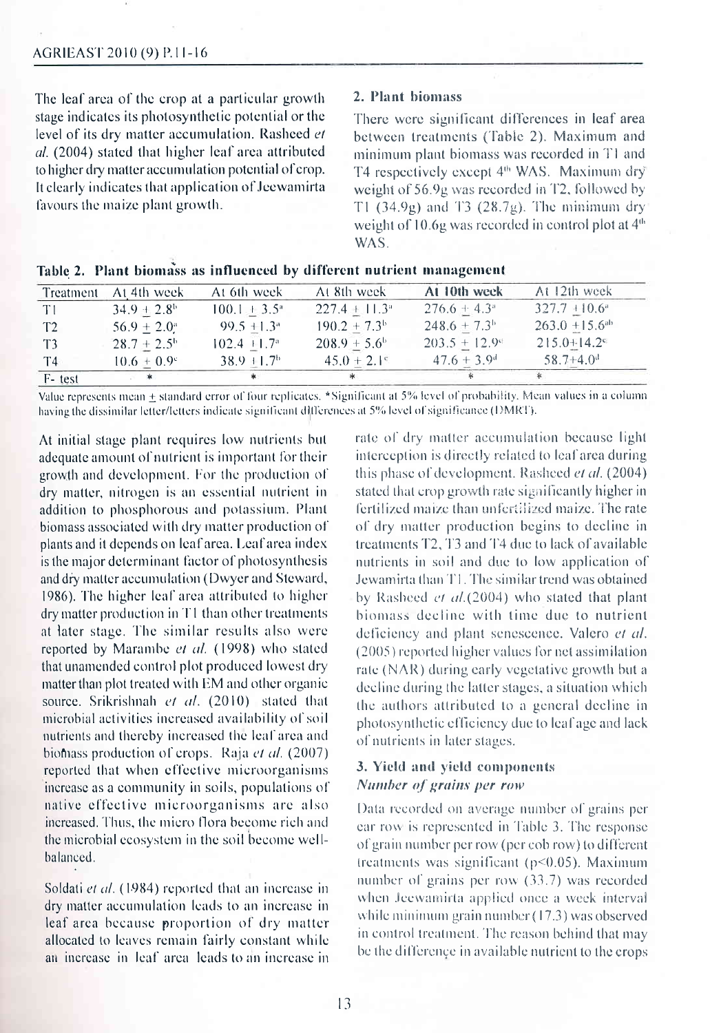The leaf area of the crop at a particular growth stage indicates its photosynthetic potential or the level of its dry matter accumulation. Rasheed *et al.* (2004) stated that higher leaf area attributed to higher dry matter accumulation potential of crop. It clearly indicates that application of Jeewamirta favours the maize plant growth.

### 2. Plant biomass

There were significant differences in leaf area between treatments (Table 2). Maximum and minimum plant biomass was recorded in T1 and T4 respectively except 4[th] WAS. Maximum dry weight of 56.9g was recorded in T2, followed by T1 (34.9g) and T3 (28.7g). The minimum dry weight of 10.6g was recorded in control plot at 4[th] WAS.

**Table 2. Plant biomass as influenced by different nutrient management**

| Treatment | At 4th week | At 6th week | At 8th week | At 10th week | At 12th week |
|---|---|---|---|---|---|
| T1 | 34.9 ± 2.8[b] | 100.1 ± 3.5[a] | 227.4 ± 11.3[a] | 276.6 ± 4.3[a] | 327.7 ±10.6[a] |
| T2 | 56.9 ± 2.0[a] | 99.5 ±1.3[a] | 190.2 ± 7.3[b] | 248.6 ± 7.3[b] | 263.0 ±15.6[ab] |
| T3 | 28.7 ± 2.5[b] | 102.4 ±1.7[a] | 208.9 ± 5.6[b] | 203.5 ± 12.9[c] | 215.0±14.2[c] |
| T4 | 10.6 ± 0.9[c] | 38.9 ±1.7[b] | 45.0 ± 2.1[c] | 47.6 ± 3.9[d] | 58.7±4.0[d] |
| F- test | * | * | * | * | * |

Value represents mean ± standard error of four replicates. *Significant at 5% level of probability. Mean values in a column having the dissimilar letter/letters indicate significant differences at 5% level of significance (DMRT).

At initial stage plant requires low nutrients but adequate amount of nutrient is important for their growth and development. For the production of dry matter, nitrogen is an essential nutrient in addition to phosphorous and potassium. Plant biomass associated with dry matter production of plants and it depends on leaf area. Leaf area index is the major determinant factor of photosynthesis and dry matter accumulation (Dwyer and Steward, 1986). The higher leaf area attributed to higher dry matter production in T1 than other treatments at later stage. The similar results also were reported by Marambe *et al.* (1998) who stated that unamended control plot produced lowest dry matter than plot treated with EM and other organic source. Srikrishnah *et al.* (2010) stated that microbial activities increased availability of soil nutrients and thereby increased the leaf area and biomass production of crops. Raja *et al.* (2007) reported that when effective microorganisms increase as a community in soils, populations of native effective microorganisms are also increased. Thus, the micro flora become rich and the microbial ecosystem in the soil become well-balanced.

Soldati *et al.* (1984) reported that an increase in dry matter accumulation leads to an increase in leaf area because proportion of dry matter allocated to leaves remain fairly constant while an increase in leaf area leads to an increase in rate of dry matter accumulation because light interception is directly related to leaf area during this phase of development. Rasheed *et al.* (2004) stated that crop growth rate significantly higher in fertilized maize than unfertilized maize. The rate of dry matter production begins to decline in treatments T2, T3 and T4 due to lack of available nutrients in soil and due to low application of Jewamirta than T1. The similar trend was obtained by Rasheed *et al.*(2004) who stated that plant biomass decline with time due to nutrient deficiency and plant senescence. Valero *et al.* (2005) reported higher values for net assimilation rate (NAR) during early vegetative growth but a decline during the latter stages, a situation which the authors attributed to a general decline in photosynthetic efficiency due to leaf age and lack of nutrients in later stages.

### 3. Yield and yield components

#### *Number of grains per row*

Data recorded on average number of grains per ear row is represented in Table 3. The response of grain number per row (per cob row) to different treatments was significant ($p<0.05$). Maximum number of grains per row (33.7) was recorded when Jeewamirta applied once a week interval while minimum grain number (17.3) was observed in control treatment. The reason behind that may be the difference in available nutrient to the crops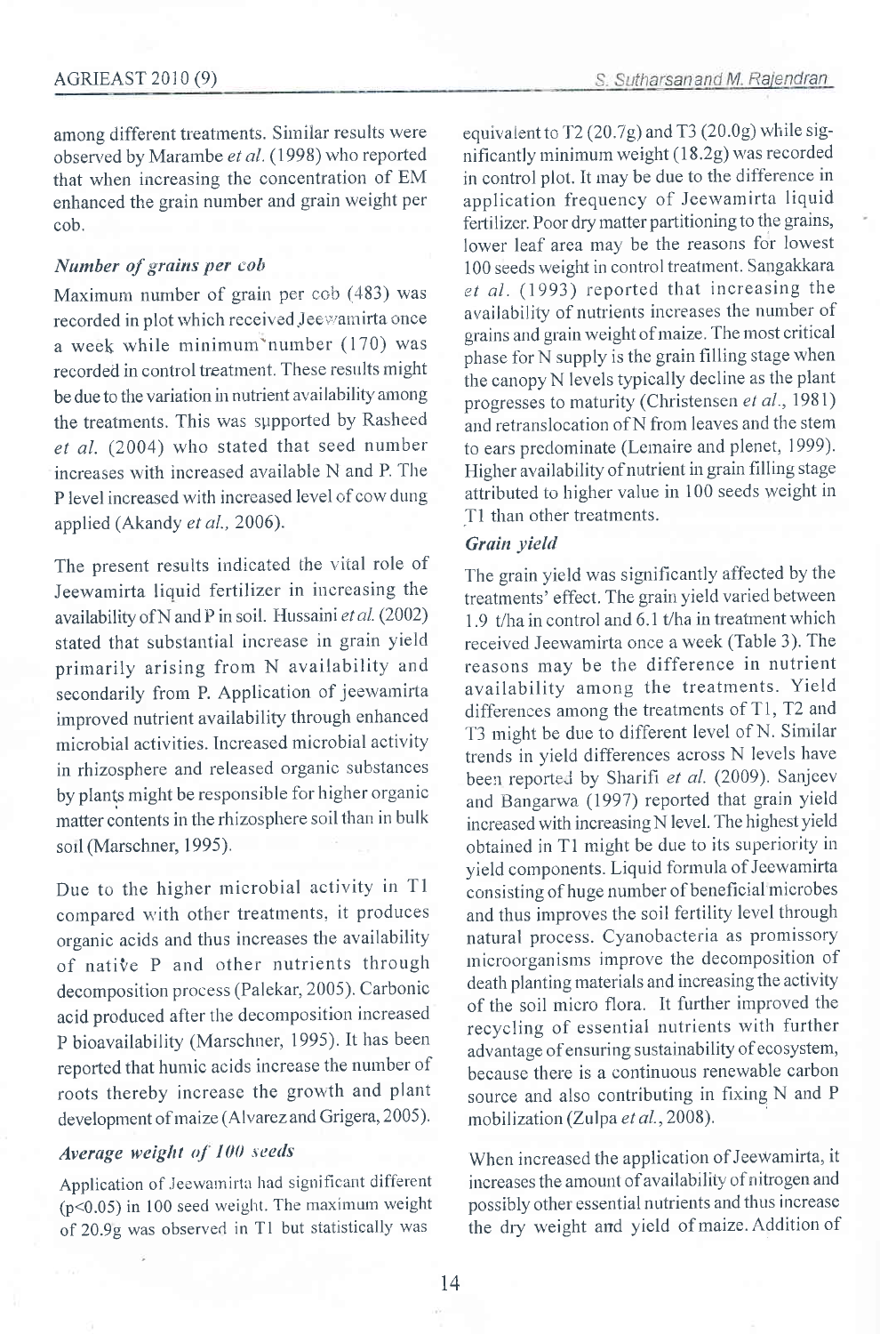among different treatments. Similar results were observed by Marambe *et al.* (1998) who reported that when increasing the concentration of EM enhanced the grain number and grain weight per cob.

### *Number of grains per cob*

Maximum number of grain per cob (483) was recorded in plot which received Jeewamirta once a week while minimum number (170) was recorded in control treatment. These results might be due to the variation in nutrient availability among the treatments. This was supported by Rasheed *et al.* (2004) who stated that seed number increases with increased available N and P. The P level increased with increased level of cow dung applied (Akandy *et al.,* 2006).

The present results indicated the vital role of Jeewamirta liquid fertilizer in increasing the availability of N and P in soil. Hussaini *et al.* (2002) stated that substantial increase in grain yield primarily arising from N availability and secondarily from P. Application of jeewamirta improved nutrient availability through enhanced microbial activities. Increased microbial activity in rhizosphere and released organic substances by plants might be responsible for higher organic matter contents in the rhizosphere soil than in bulk soil (Marschner, 1995).

Due to the higher microbial activity in T1 compared with other treatments, it produces organic acids and thus increases the availability of native P and other nutrients through decomposition process (Palekar, 2005). Carbonic acid produced after the decomposition increased P bioavailability (Marschner, 1995). It has been reported that humic acids increase the number of roots thereby increase the growth and plant development of maize (Alvarez and Grigera, 2005).

### *Average weight of 100 seeds*

Application of Jeewamirta had significant different ($p<0.05$) in 100 seed weight. The maximum weight of 20.9g was observed in T1 but statistically was equivalent to T2 (20.7g) and T3 (20.0g) while significantly minimum weight (18.2g) was recorded in control plot. It may be due to the difference in application frequency of Jeewamirta liquid fertilizer. Poor dry matter partitioning to the grains, lower leaf area may be the reasons for lowest 100 seeds weight in control treatment. Sangakkara *et al.* (1993) reported that increasing the availability of nutrients increases the number of grains and grain weight of maize. The most critical phase for N supply is the grain filling stage when the canopy N levels typically decline as the plant progresses to maturity (Christensen *et al.,* 1981) and retranslocation of N from leaves and the stem to ears predominate (Lemaire and plenet, 1999). Higher availability of nutrient in grain filling stage attributed to higher value in 100 seeds weight in T1 than other treatments.

### *Grain yield*

The grain yield was significantly affected by the treatments' effect. The grain yield varied between 1.9 t/ha in control and 6.1 t/ha in treatment which received Jeewamirta once a week (Table 3). The reasons may be the difference in nutrient availability among the treatments. Yield differences among the treatments of T1, T2 and T3 might be due to different level of N. Similar trends in yield differences across N levels have been reported by Sharifi *et al.* (2009). Sanjeev and Bangarwa (1997) reported that grain yield increased with increasing N level. The highest yield obtained in T1 might be due to its superiority in yield components. Liquid formula of Jeewamirta consisting of huge number of beneficial microbes and thus improves the soil fertility level through natural process. Cyanobacteria as promissory microorganisms improve the decomposition of death planting materials and increasing the activity of the soil micro flora. It further improved the recycling of essential nutrients with further advantage of ensuring sustainability of ecosystem, because there is a continuous renewable carbon source and also contributing in fixing N and P mobilization (Zulpa *et al.,* 2008).

When increased the application of Jeewamirta, it increases the amount of availability of nitrogen and possibly other essential nutrients and thus increase the dry weight and yield of maize. Addition of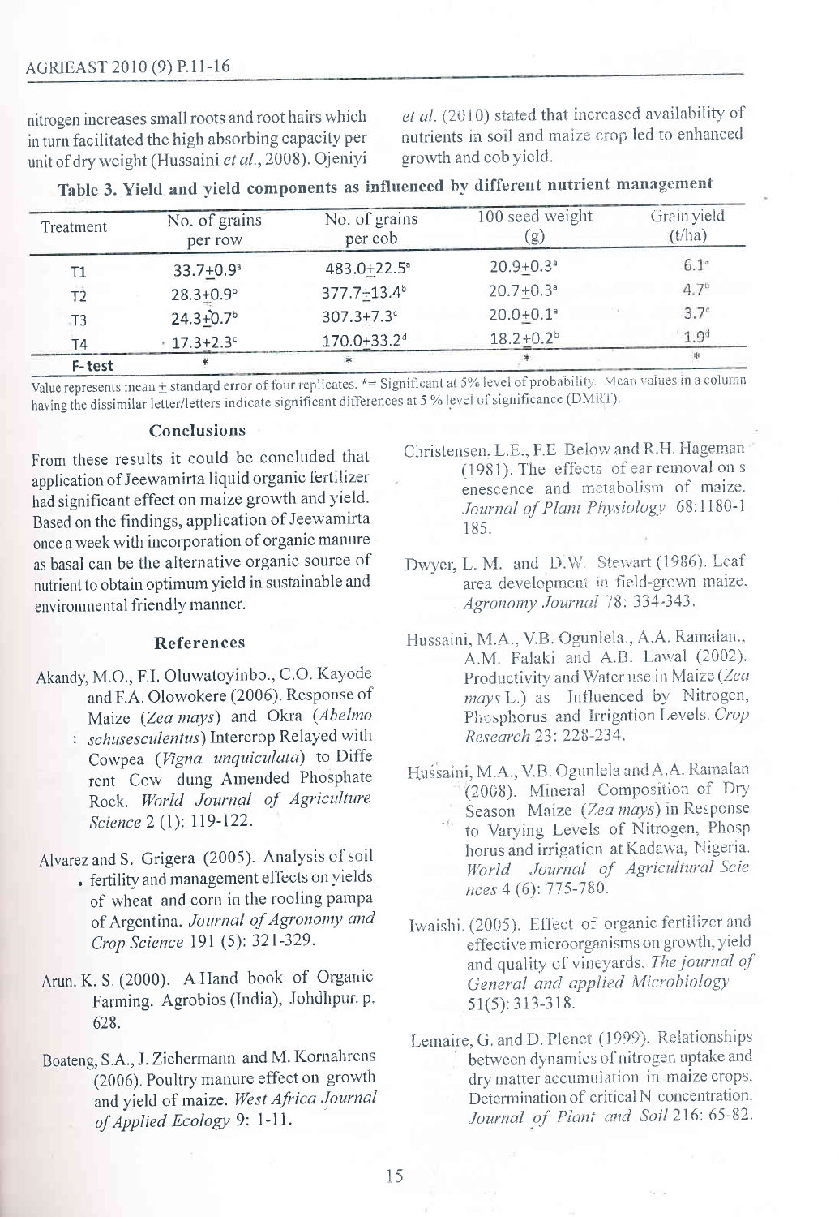nitrogen increases small roots and root hairs which in turn facilitated the high absorbing capacity per unit of dry weight (Hussaini *et al.*, 2008). Ojeniyi *et al.* (2010) stated that increased availability of nutrients in soil and maize crop led to enhanced growth and cob yield.

**Table 3. Yield and yield components as influenced by different nutrient management**

| Treatment | No. of grains per row | No. of grains per cob | 100 seed weight (g) | Grain yield (t/ha) |
|---|---|---|---|---|
| T1 | 33.7±0.9[a] | 483.0±22.5[a] | 20.9±0.3[a] | 6.1[a] |
| T2 | 28.3±0.9[b] | 377.7±13.4[b] | 20.7±0.3[a] | 4.7[b] |
| T3 | 24.3±0.7[b] | 307.3±7.3[c] | 20.0±0.1[a] | 3.7[c] |
| T4 | 17.3±2.3[c] | 170.0±33.2[d] | 18.2±0.2[b] | 1.9[d] |
| F- test | * | * | * | * |

Value represents mean ± standard error of four replicates. *= Significant at 5% level of probability. Mean values in a column having the dissimilar letter/letters indicate significant differences at 5 % level of significance (DMRT).

## Conclusions

From these results it could be concluded that application of Jeewamirta liquid organic fertilizer had significant effect on maize growth and yield. Based on the findings, application of Jeewamirta once a week with incorporation of organic manure as basal can be the alternative organic source of nutrient to obtain optimum yield in sustainable and environmental friendly manner.

## References

Akandy, M.O., F.I. Oluwatoyinbo., C.O. Kayode and F.A. Olowokere (2006). Response of Maize (*Zea mays*) and Okra (*Abelmo schusesculentus*) Intercrop Relayed with Cowpea (*Vigna unquiculata*) to Diffe rent Cow dung Amended Phosphate Rock. *World Journal of Agriculture Science* 2 (1): 119-122.

Alvarez and S. Grigera (2005). Analysis of soil fertility and management effects on yields of wheat and corn in the rooling pampa of Argentina. *Journal of Agronomy and Crop Science* 191 (5): 321-329.

Arun. K. S. (2000). A Hand book of Organic Farming. Agrobios (India), Johdhpur. p. 628.

Boateng, S.A., J. Zichermann and M. Kornahrens (2006). Poultry manure effect on growth and yield of maize. *West Africa Journal of Applied Ecology* 9: 1-11.

Christensen, L.E., F.E. Below and R.H. Hageman (1981). The effects of ear removal on s enescence and metabolism of maize. *Journal of Plant Physiology* 68:1180-1 185.

Dwyer, L. M. and D.W. Stewart (1986). Leaf area development in field-grown maize. *Agronomy Journal* 78: 334-343.

Hussaini, M.A., V.B. Ogunlela., A.A. Ramalan., A.M. Falaki and A.B. Lawal (2002). Productivity and Water use in Maize (*Zea mays* L.) as Influenced by Nitrogen, Phosphorus and Irrigation Levels. *Crop Research* 23: 228-234.

Hussaini, M.A., V.B. Ogunlela and A.A. Ramalan (2008). Mineral Composition of Dry Season Maize (*Zea mays*) in Response to Varying Levels of Nitrogen, Phosp horus and irrigation at Kadawa, Nigeria. *World Journal of Agricultural Scie nces* 4 (6): 775-780.

Iwaishi. (2005). Effect of organic fertilizer and effective microorganisms on growth, yield and quality of vineyards. *The journal of General and applied Microbiology* 51(5): 313-318.

Lemaire, G. and D. Plenet (1999). Relationships between dynamics of nitrogen uptake and dry matter accumulation in maize crops. Determination of critical N concentration. *Journal of Plant and Soil* 216: 65-82.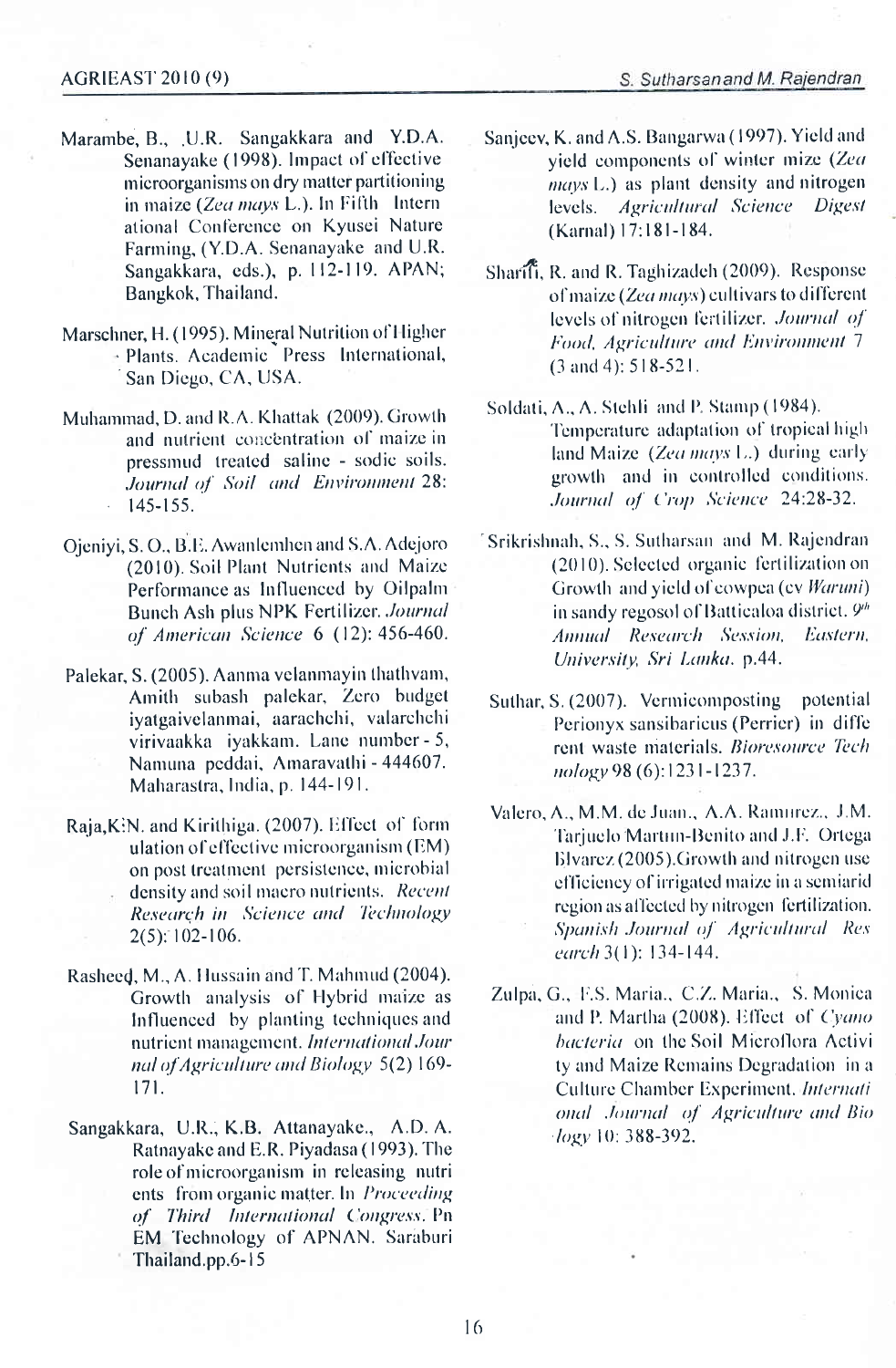Marambe, B., U.R. Sangakkara and Y.D.A. Senanayake (1998). Impact of effective microorganisms on dry matter partitioning in maize (*Zea mays* L.). In Fifth International Conference on Kyusei Nature Farming, (Y.D.A. Senanayake and U.R. Sangakkara, eds.), p. 112-119. APAN; Bangkok, Thailand.

Marschner, H. (1995). Mineral Nutrition of Higher Plants. Academic Press International, San Diego, CA, USA.

Muhammad, D. and R.A. Khattak (2009). Growth and nutrient concentration of maize in pressmud treated saline - sodic soils. *Journal of Soil and Environment* 28: 145-155.

Ojeniyi, S. O., B.E. Awanlemhen and S.A. Adejoro (2010). Soil Plant Nutrients and Maize Performance as Influenced by Oilpalm Bunch Ash plus NPK Fertilizer. *Journal of American Science* 6 (12): 456-460.

Palekar, S. (2005). Aanma velanmayin thathvam, Amith subash palekar, Zero budget iyatgaivelanmai, aarachchi, valarchchi virivaakka iyakkam. Lane number - 5, Namuna peddai, Amaravathi - 444607. Maharastra, India, p. 144-191.

Raja, K.N. and Kirithiga. (2007). Effect of formulation of effective microorganism (EM) on post treatment persistence, microbial density and soil macro nutrients. *Recent Research in Science and Technology* 2(5): 102-106.

Rasheed, M., A. Hussain and T. Mahmud (2004). Growth analysis of Hybrid maize as Influenced by planting techniques and nutrient management. *International Journal of Agriculture and Biology* 5(2) 169-171.

Sangakkara, U.R., K.B. Attanayake., A.D. A. Ratnayake and E.R. Piyadasa (1993). The role of microorganism in releasing nutrients from organic matter. In *Proceeding of Third International Congress*. Pn EM Technology of APNAN. Saraburi Thailand.pp.6-15

Sanjeev, K. and A.S. Bangarwa (1997). Yield and yield components of winter mize (*Zea mays* L.) as plant density and nitrogen levels. *Agricultural Science Digest* (Karnal) 17:181-184.

Sharifi, R. and R. Taghizadeh (2009). Response of maize (*Zea mays*) cultivars to different levels of nitrogen fertilizer. *Journal of Food, Agriculture and Environment* 7 (3 and 4): 518-521.

Soldati, A., A. Stehli and P. Stamp (1984). Temperature adaptation of tropical high land Maize (*Zea mays* L.) during early growth and in controlled conditions. *Journal of Crop Science* 24:28-32.

Srikrishnah, S., S. Sutharsan and M. Rajendran (2010). Selected organic fertilization on Growth and yield of cowpea (cv *Waruni*) in sandy regosol of Batticaloa district. *9th Annual Research Session, Eastern, University, Sri Lanka*. p.44.

Suthar, S. (2007). Vermicomposting potential Perionyx sansibaricus (Perrier) in different waste materials. *Bioresource Technology* 98 (6):1231-1237.

Valero, A., M.M. de Juan., A.A. Ramırez., J.M. Tarjuelo Martın-Benito and J.F. Ortega Blvarez (2005).Growth and nitrogen use efficiency of irrigated maize in a semiarid region as affected by nitrogen fertilization. *Spanish Journal of Agricultural Research* 3(1): 134-144.

Zulpa, G., F.S. Maria., C.Z. Maria., S. Monica and P. Martha (2008). Effect of *Cyanobacteria* on the Soil Microflora Activity and Maize Remains Degradation in a Culture Chamber Experiment. *International Journal of Agriculture and Biology* 10: 388-392.